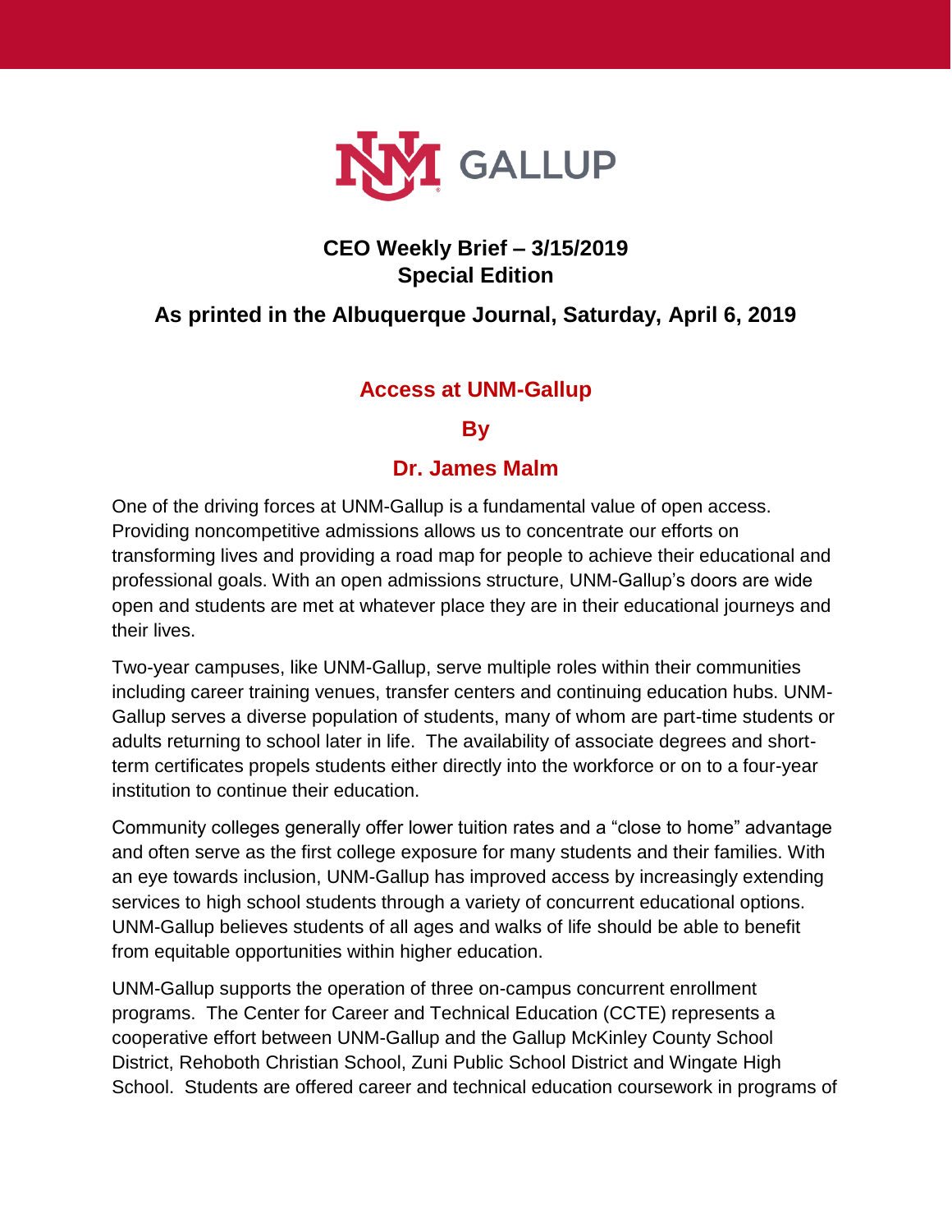# CEO Weekly Brief – 3/15/2019
## Special Edition

## As printed in the Albuquerque Journal, Saturday, April 6, 2019

### Access at UNM-Gallup

### By

### Dr. James Malm

One of the driving forces at UNM-Gallup is a fundamental value of open access. Providing noncompetitive admissions allows us to concentrate our efforts on transforming lives and providing a road map for people to achieve their educational and professional goals. With an open admissions structure, UNM-Gallup's doors are wide open and students are met at whatever place they are in their educational journeys and their lives.

Two-year campuses, like UNM-Gallup, serve multiple roles within their communities including career training venues, transfer centers and continuing education hubs. UNM-Gallup serves a diverse population of students, many of whom are part-time students or adults returning to school later in life. The availability of associate degrees and short-term certificates propels students either directly into the workforce or on to a four-year institution to continue their education.

Community colleges generally offer lower tuition rates and a "close to home" advantage and often serve as the first college exposure for many students and their families. With an eye towards inclusion, UNM-Gallup has improved access by increasingly extending services to high school students through a variety of concurrent educational options. UNM-Gallup believes students of all ages and walks of life should be able to benefit from equitable opportunities within higher education.

UNM-Gallup supports the operation of three on-campus concurrent enrollment programs. The Center for Career and Technical Education (CCTE) represents a cooperative effort between UNM-Gallup and the Gallup McKinley County School District, Rehoboth Christian School, Zuni Public School District and Wingate High School. Students are offered career and technical education coursework in programs of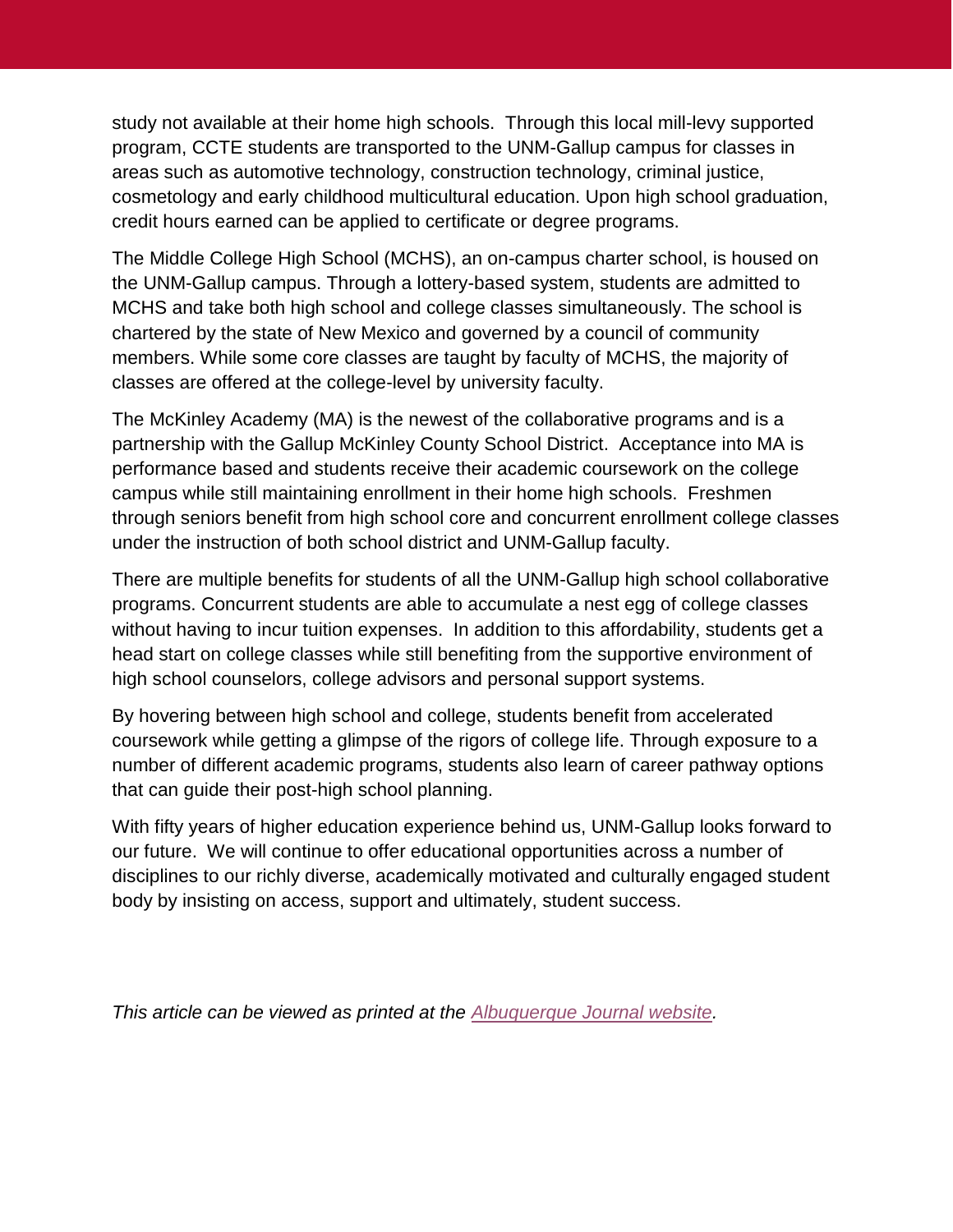study not available at their home high schools. Through this local mill-levy supported program, CCTE students are transported to the UNM-Gallup campus for classes in areas such as automotive technology, construction technology, criminal justice, cosmetology and early childhood multicultural education. Upon high school graduation, credit hours earned can be applied to certificate or degree programs.

The Middle College High School (MCHS), an on-campus charter school, is housed on the UNM-Gallup campus. Through a lottery-based system, students are admitted to MCHS and take both high school and college classes simultaneously. The school is chartered by the state of New Mexico and governed by a council of community members. While some core classes are taught by faculty of MCHS, the majority of classes are offered at the college-level by university faculty.

The McKinley Academy (MA) is the newest of the collaborative programs and is a partnership with the Gallup McKinley County School District. Acceptance into MA is performance based and students receive their academic coursework on the college campus while still maintaining enrollment in their home high schools. Freshmen through seniors benefit from high school core and concurrent enrollment college classes under the instruction of both school district and UNM-Gallup faculty.

There are multiple benefits for students of all the UNM-Gallup high school collaborative programs. Concurrent students are able to accumulate a nest egg of college classes without having to incur tuition expenses. In addition to this affordability, students get a head start on college classes while still benefiting from the supportive environment of high school counselors, college advisors and personal support systems.

By hovering between high school and college, students benefit from accelerated coursework while getting a glimpse of the rigors of college life. Through exposure to a number of different academic programs, students also learn of career pathway options that can guide their post-high school planning.

With fifty years of higher education experience behind us, UNM-Gallup looks forward to our future. We will continue to offer educational opportunities across a number of disciplines to our richly diverse, academically motivated and culturally engaged student body by insisting on access, support and ultimately, student success.

*This article can be viewed as printed at the [Albuquerque Journal website](Albuquerque Journal website).*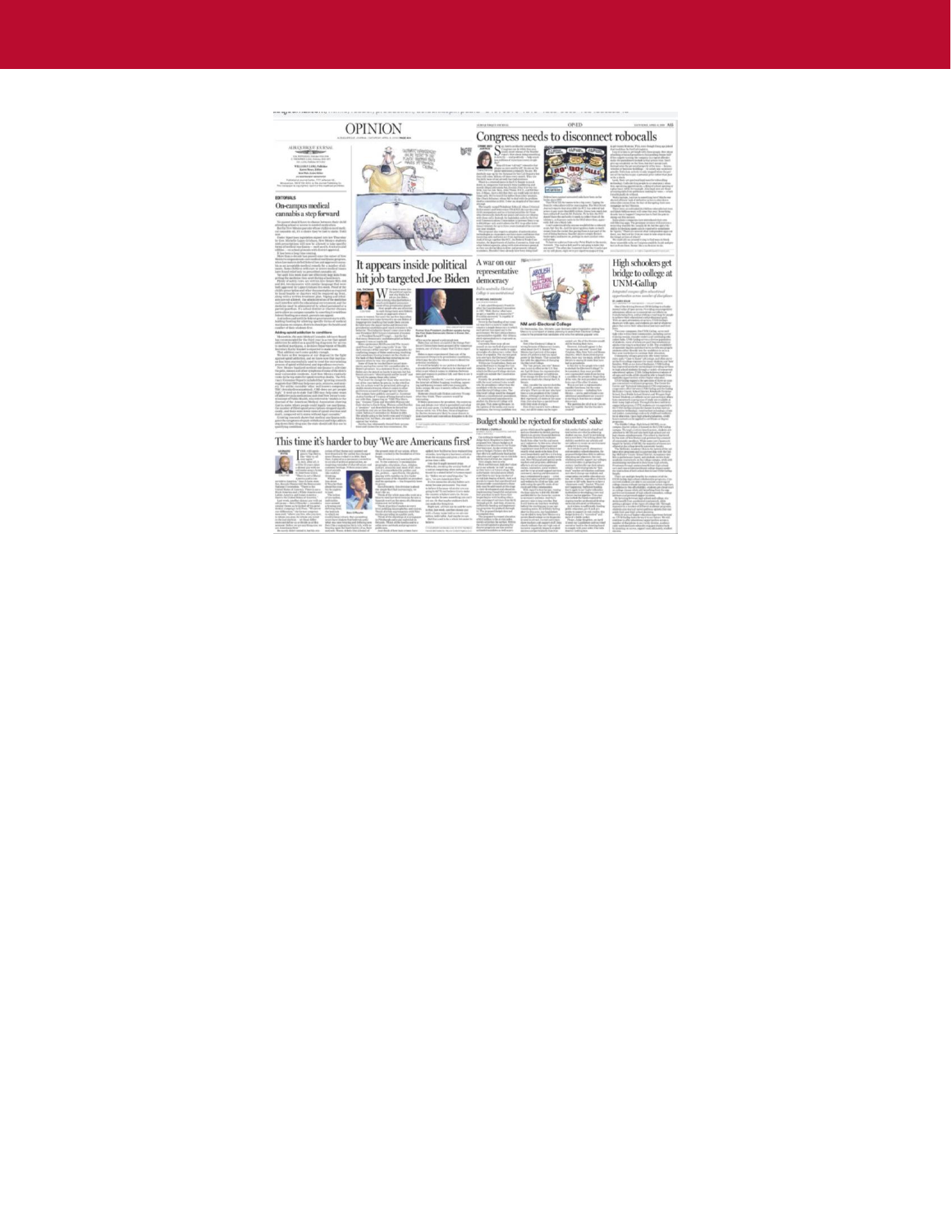# OPINION

## EDITORIALS

### On-campus medical cannabis a step forward

## It appears inside political hit job targeted Joe Biden

## This time it's harder to buy 'We are Americans first'

## Congress needs to disconnect robocalls

## A war on our representative democracy

NM anti-Electoral College

## High schoolers get bridge to college at UNM-Gallup

## Budget should be rejected for students' sake